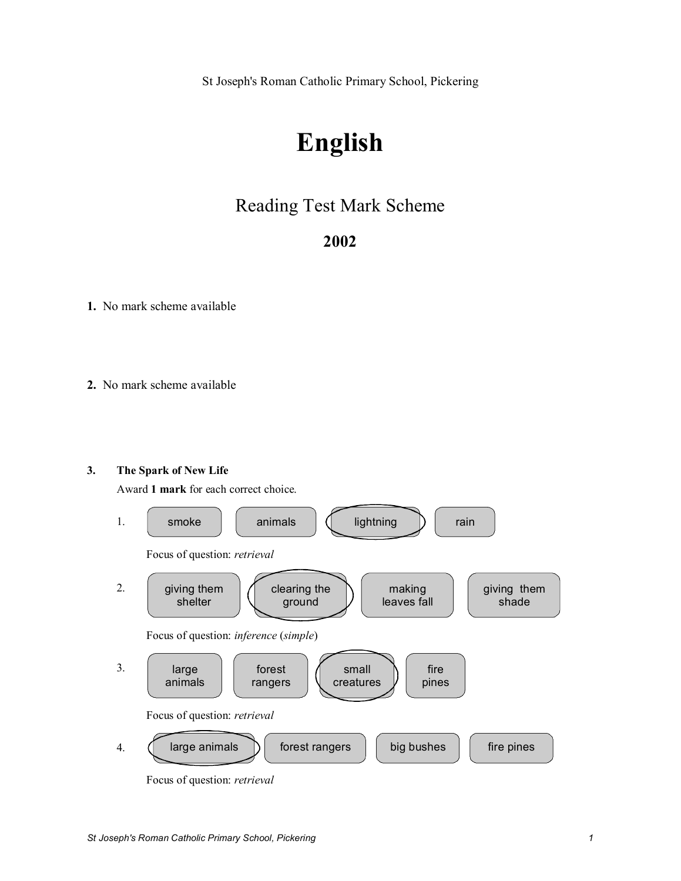St Joseph's Roman Catholic Primary School, Pickering

# English

## Reading Test Mark Scheme

### 2002

**1.** No mark scheme available

**2.** No mark scheme available

**3.** **The Spark of New Life**

Award **1 mark** for each correct choice.

1. smoke | animals | **(lightning)** | rain

   Focus of question: *retrieval*

2. giving them shelter | **(clearing the ground)** | making leaves fall | giving them shade

   Focus of question: *inference* (*simple*)

3. large animals | forest rangers | **(small creatures)** | fire pines

   Focus of question: *retrieval*

4. **(large animals)** | forest rangers | big bushes | fire pines

   Focus of question: *retrieval*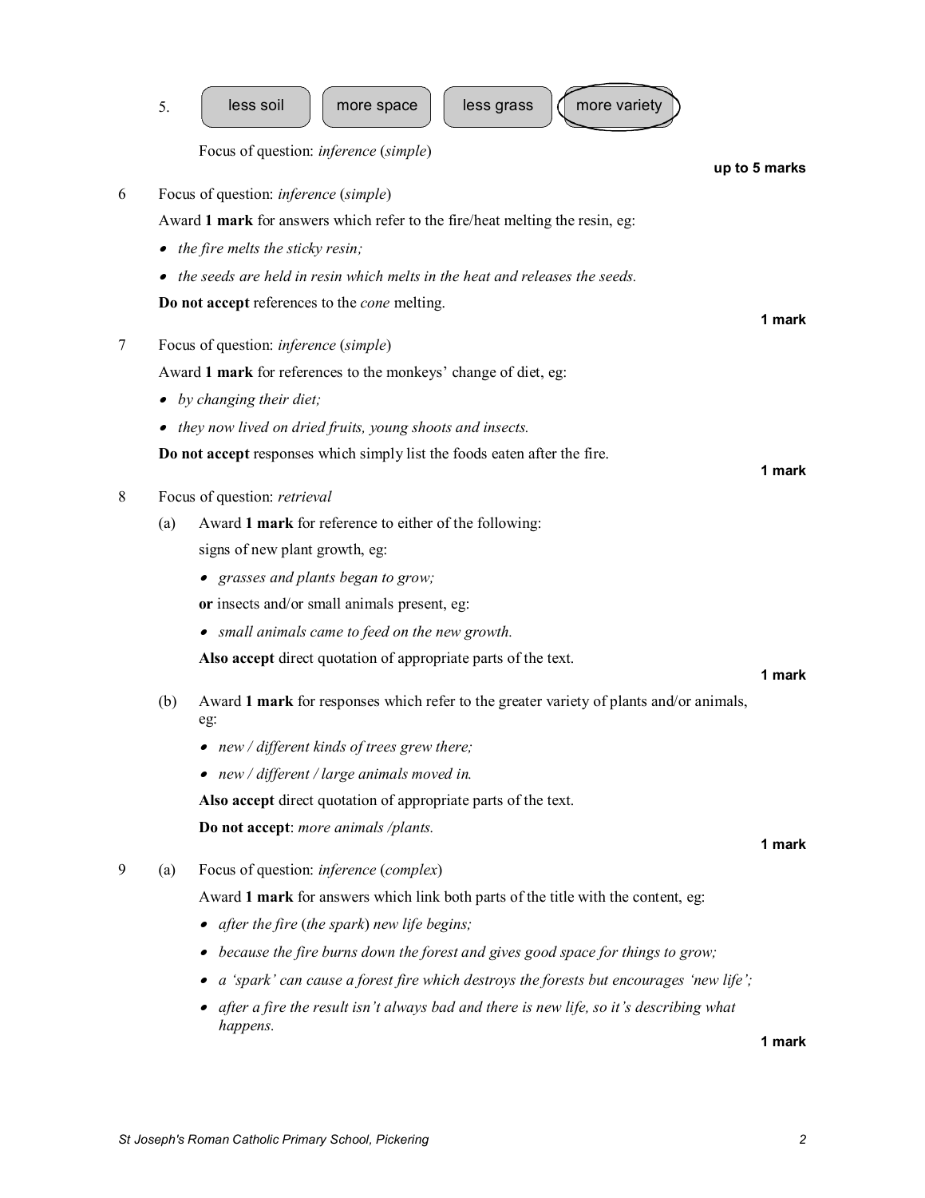5\. less soil | more space | less grass | (more variety)

Focus of question: *inference* (*simple*)

**up to 5 marks**

6 Focus of question: *inference* (*simple*)

Award **1 mark** for answers which refer to the fire/heat melting the resin, eg:

- *the fire melts the sticky resin;*
- *the seeds are held in resin which melts in the heat and releases the seeds.*

**Do not accept** references to the *cone* melting.

**1 mark**

7 Focus of question: *inference* (*simple*)

Award **1 mark** for references to the monkeys' change of diet, eg:

- *by changing their diet;*
- *they now lived on dried fruits, young shoots and insects.*

**Do not accept** responses which simply list the foods eaten after the fire.

**1 mark**

8 Focus of question: *retrieval*

(a) Award **1 mark** for reference to either of the following:

signs of new plant growth, eg:

- *grasses and plants began to grow;*

**or** insects and/or small animals present, eg:

- *small animals came to feed on the new growth.*

**Also accept** direct quotation of appropriate parts of the text.

**1 mark**

(b) Award **1 mark** for responses which refer to the greater variety of plants and/or animals, eg:

- *new / different kinds of trees grew there;*
- *new / different / large animals moved in.*

**Also accept** direct quotation of appropriate parts of the text.

**Do not accept**: *more animals /plants.*

**1 mark**

9 (a) Focus of question: *inference* (*complex*)

Award **1 mark** for answers which link both parts of the title with the content, eg:

- *after the fire* (*the spark*) *new life begins;*
- *because the fire burns down the forest and gives good space for things to grow;*
- *a 'spark' can cause a forest fire which destroys the forests but encourages 'new life';*
- *after a fire the result isn't always bad and there is new life, so it's describing what happens.*

**1 mark**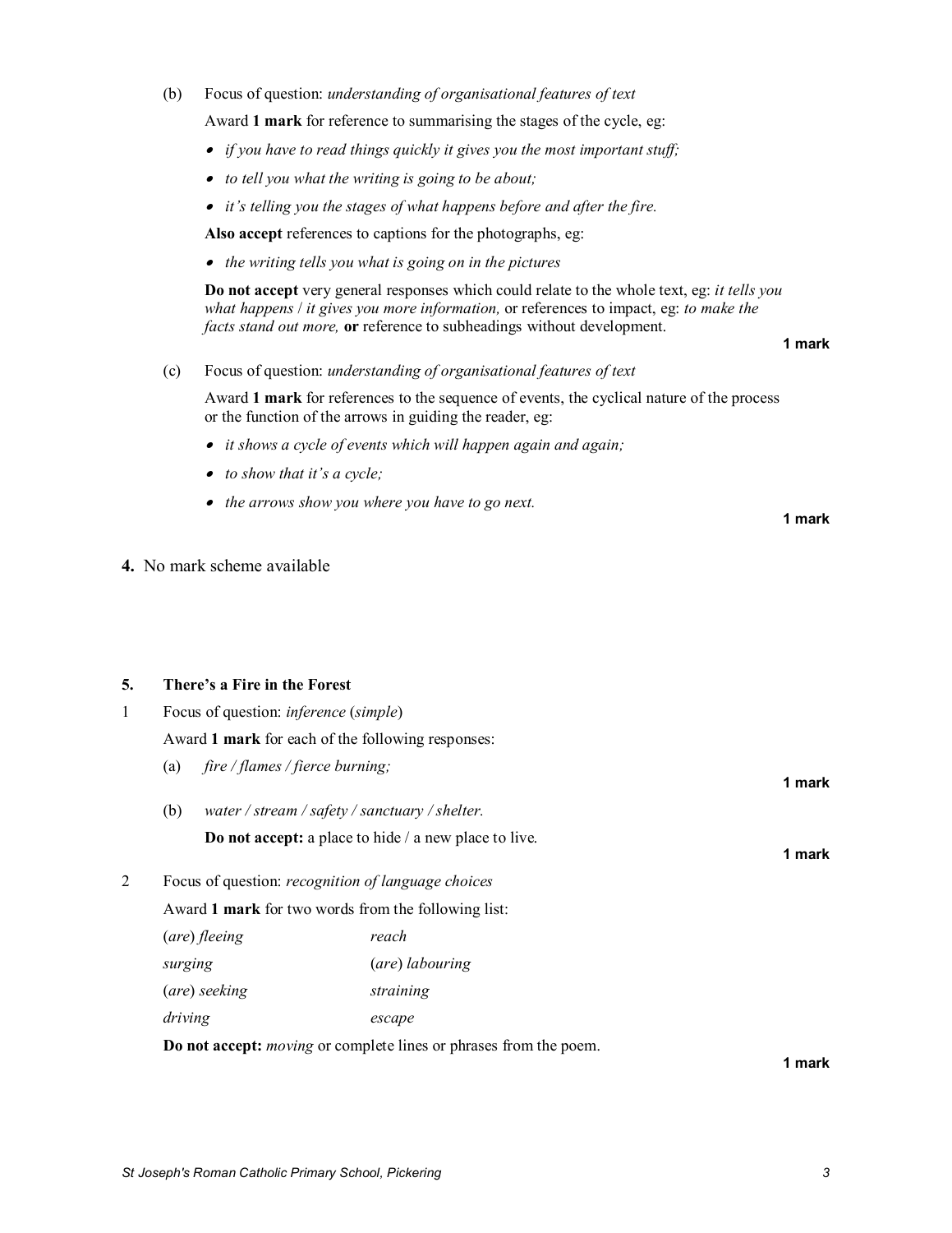(b) Focus of question: *understanding of organisational features of text*

Award **1 mark** for reference to summarising the stages of the cycle, eg:

- *if you have to read things quickly it gives you the most important stuff;*
- *to tell you what the writing is going to be about;*
- *it's telling you the stages of what happens before and after the fire.*

**Also accept** references to captions for the photographs, eg:

- *the writing tells you what is going on in the pictures*

**Do not accept** very general responses which could relate to the whole text, eg: *it tells you what happens* / *it gives you more information,* or references to impact, eg: *to make the facts stand out more,* **or** reference to subheadings without development.

**1 mark**

(c) Focus of question: *understanding of organisational features of text*

Award **1 mark** for references to the sequence of events, the cyclical nature of the process or the function of the arrows in guiding the reader, eg:

- *it shows a cycle of events which will happen again and again;*
- *to show that it's a cycle;*
- *the arrows show you where you have to go next.*

**1 mark**

**4.** No mark scheme available

**5. There's a Fire in the Forest**

1 Focus of question: *inference* (*simple*)

Award **1 mark** for each of the following responses:

(a) *fire / flames / fierce burning;*

**1 mark**

(b) *water / stream / safety / sanctuary / shelter.*

**Do not accept:** a place to hide / a new place to live.

**1 mark**

2 Focus of question: *recognition of language choices*

Award **1 mark** for two words from the following list:

| | |
|---|---|
| (*are*) *fleeing* | *reach* |
| *surging* | (*are*) *labouring* |
| (*are*) *seeking* | *straining* |
| *driving* | *escape* |

**Do not accept:** *moving* or complete lines or phrases from the poem.

**1 mark**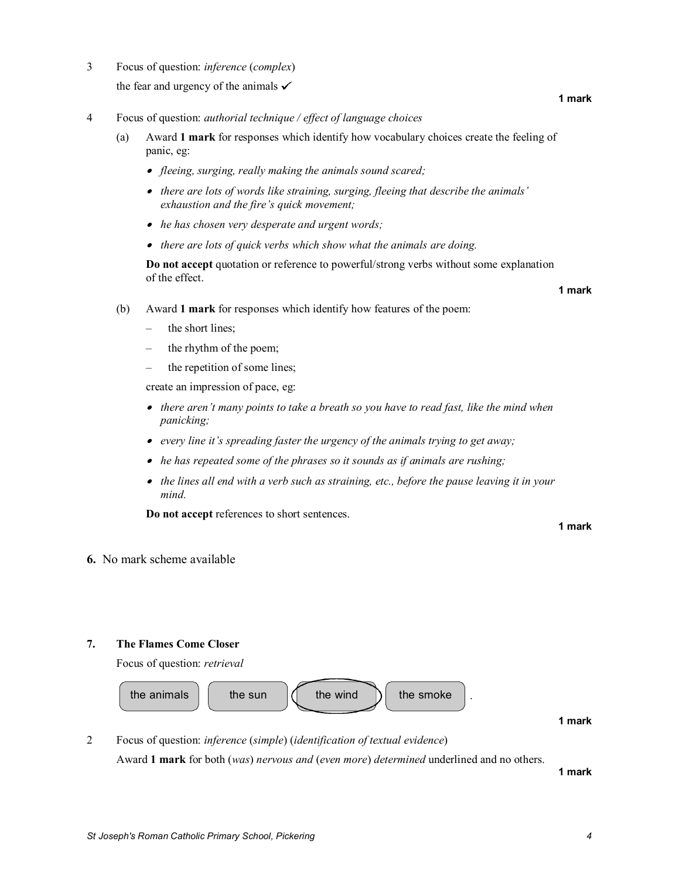3 Focus of question: *inference* (*complex*)

the fear and urgency of the animals ✓

**1 mark**

4 Focus of question: *authorial technique / effect of language choices*

(a) Award **1 mark** for responses which identify how vocabulary choices create the feeling of panic, eg:

- *fleeing, surging, really making the animals sound scared;*
- *there are lots of words like straining, surging, fleeing that describe the animals' exhaustion and the fire's quick movement;*
- *he has chosen very desperate and urgent words;*
- *there are lots of quick verbs which show what the animals are doing.*

**Do not accept** quotation or reference to powerful/strong verbs without some explanation of the effect.

**1 mark**

(b) Award **1 mark** for responses which identify how features of the poem:

- the short lines;
- the rhythm of the poem;
- the repetition of some lines;

create an impression of pace, eg:

- *there aren't many points to take a breath so you have to read fast, like the mind when panicking;*
- *every line it's spreading faster the urgency of the animals trying to get away;*
- *he has repeated some of the phrases so it sounds as if animals are rushing;*
- *the lines all end with a verb such as straining, etc., before the pause leaving it in your mind.*

**Do not accept** references to short sentences.

**1 mark**

**6.** No mark scheme available

**7. The Flames Come Closer**

Focus of question: *retrieval*

the animals | the sun | (the wind) | the smoke .

**1 mark**

2 Focus of question: *inference* (*simple*) (*identification of textual evidence*)

Award **1 mark** for both (*was*) *nervous and* (*even more*) *determined* underlined and no others.

**1 mark**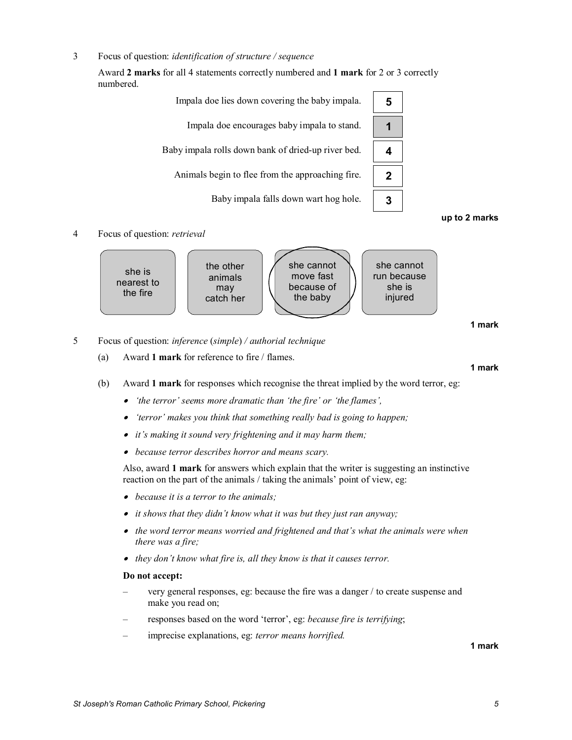3 Focus of question: *identification of structure / sequence*

Award **2 marks** for all 4 statements correctly numbered and **1 mark** for 2 or 3 correctly numbered.

| Statement | Number |
| --- | --- |
| Impala doe lies down covering the baby impala. | 5 |
| Impala doe encourages baby impala to stand. | 1 |
| Baby impala rolls down bank of dried-up river bed. | 4 |
| Animals begin to flee from the approaching fire. | 2 |
| Baby impala falls down wart hog hole. | 3 |

**up to 2 marks**

4 Focus of question: *retrieval*

| she is nearest to the fire | the other animals may catch her | **she cannot move fast because of the baby** (circled) | she cannot run because she is injured |
| --- | --- | --- | --- |

**1 mark**

5 Focus of question: *inference* (*simple*) */ authorial technique*

(a) Award **1 mark** for reference to fire / flames.

**1 mark**

(b) Award **1 mark** for responses which recognise the threat implied by the word terror, eg:

- *'the terror' seems more dramatic than 'the fire' or 'the flames',*
- *'terror' makes you think that something really bad is going to happen;*
- *it's making it sound very frightening and it may harm them;*
- *because terror describes horror and means scary.*

Also, award **1 mark** for answers which explain that the writer is suggesting an instinctive reaction on the part of the animals / taking the animals' point of view, eg:

- *because it is a terror to the animals;*
- *it shows that they didn't know what it was but they just ran anyway;*
- *the word terror means worried and frightened and that's what the animals were when there was a fire;*
- *they don't know what fire is, all they know is that it causes terror.*

**Do not accept:**

- very general responses, eg: because the fire was a danger / to create suspense and make you read on;
- responses based on the word 'terror', eg: *because fire is terrifying*;
- imprecise explanations, eg: *terror means horrified.*

**1 mark**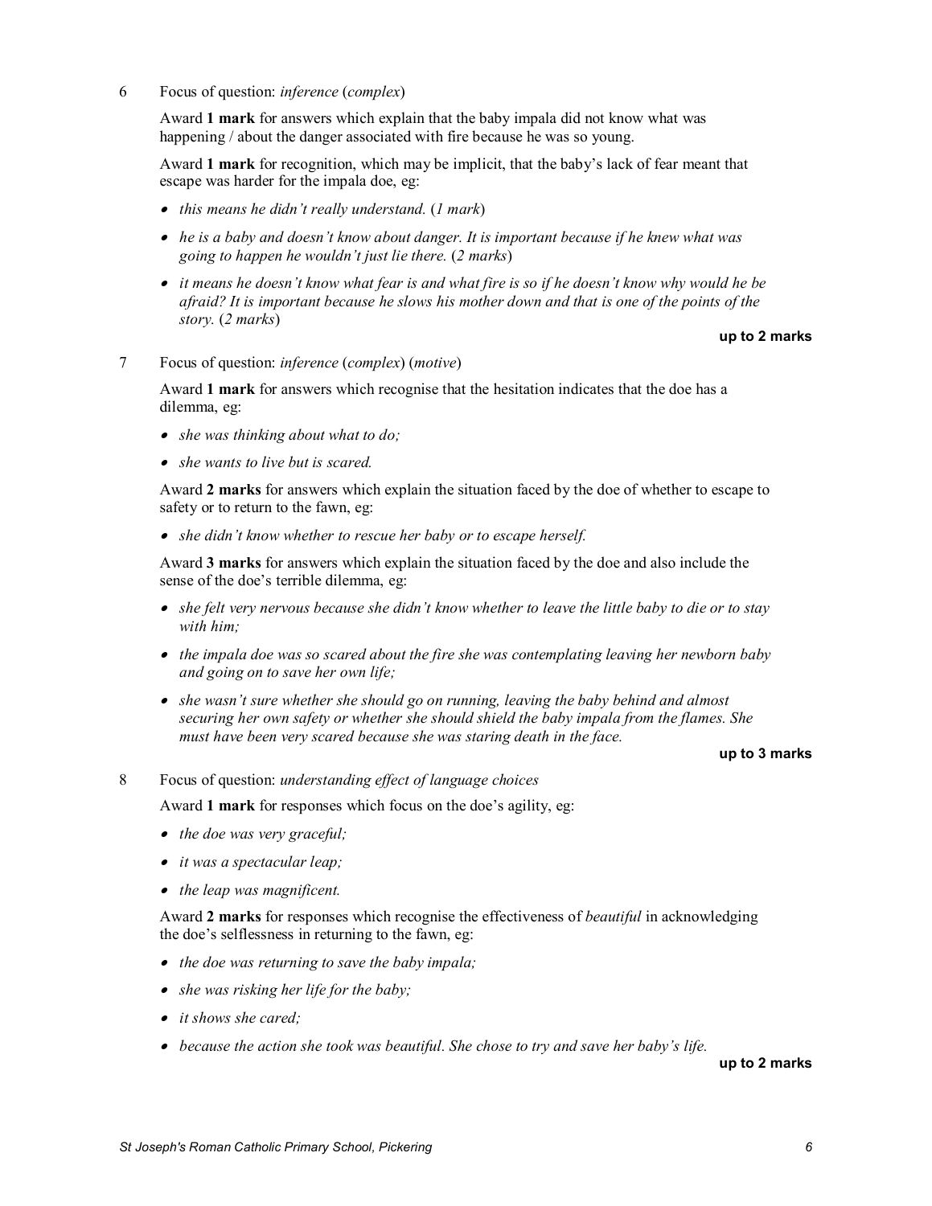6 Focus of question: *inference* (*complex*)

Award **1 mark** for answers which explain that the baby impala did not know what was happening / about the danger associated with fire because he was so young.

Award **1 mark** for recognition, which may be implicit, that the baby's lack of fear meant that escape was harder for the impala doe, eg:

- *this means he didn't really understand.* (*1 mark*)
- *he is a baby and doesn't know about danger. It is important because if he knew what was going to happen he wouldn't just lie there.* (*2 marks*)
- *it means he doesn't know what fear is and what fire is so if he doesn't know why would he be afraid? It is important because he slows his mother down and that is one of the points of the story.* (*2 marks*)

**up to 2 marks**

7 Focus of question: *inference* (*complex*) (*motive*)

Award **1 mark** for answers which recognise that the hesitation indicates that the doe has a dilemma, eg:

- *she was thinking about what to do;*
- *she wants to live but is scared.*

Award **2 marks** for answers which explain the situation faced by the doe of whether to escape to safety or to return to the fawn, eg:

- *she didn't know whether to rescue her baby or to escape herself.*

Award **3 marks** for answers which explain the situation faced by the doe and also include the sense of the doe's terrible dilemma, eg:

- *she felt very nervous because she didn't know whether to leave the little baby to die or to stay with him;*
- *the impala doe was so scared about the fire she was contemplating leaving her newborn baby and going on to save her own life;*
- *she wasn't sure whether she should go on running, leaving the baby behind and almost securing her own safety or whether she should shield the baby impala from the flames. She must have been very scared because she was staring death in the face.*

**up to 3 marks**

8 Focus of question: *understanding effect of language choices*

Award **1 mark** for responses which focus on the doe's agility, eg:

- *the doe was very graceful;*
- *it was a spectacular leap;*
- *the leap was magnificent.*

Award **2 marks** for responses which recognise the effectiveness of *beautiful* in acknowledging the doe's selflessness in returning to the fawn, eg:

- *the doe was returning to save the baby impala;*
- *she was risking her life for the baby;*
- *it shows she cared;*
- *because the action she took was beautiful. She chose to try and save her baby's life.*

**up to 2 marks**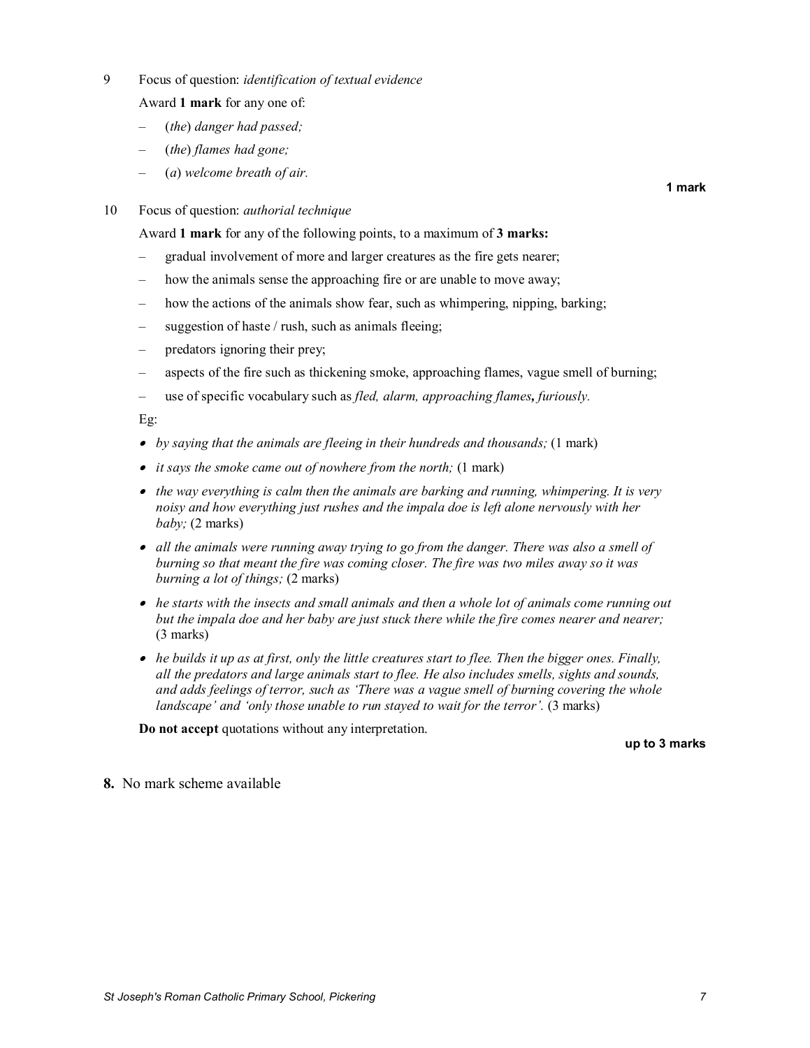9 Focus of question: *identification of textual evidence*

Award **1 mark** for any one of:

- (*the*) *danger had passed;*
- (*the*) *flames had gone;*
- (*a*) *welcome breath of air.*

**1 mark**

10 Focus of question: *authorial technique*

Award **1 mark** for any of the following points, to a maximum of **3 marks:**

- gradual involvement of more and larger creatures as the fire gets nearer;
- how the animals sense the approaching fire or are unable to move away;
- how the actions of the animals show fear, such as whimpering, nipping, barking;
- suggestion of haste / rush, such as animals fleeing;
- predators ignoring their prey;
- aspects of the fire such as thickening smoke, approaching flames, vague smell of burning;
- use of specific vocabulary such as *fled, alarm, approaching flames***,** *furiously.*

Eg:

- *by saying that the animals are fleeing in their hundreds and thousands;* (1 mark)
- *it says the smoke came out of nowhere from the north;* (1 mark)
- *the way everything is calm then the animals are barking and running, whimpering. It is very noisy and how everything just rushes and the impala doe is left alone nervously with her baby;* (2 marks)
- *all the animals were running away trying to go from the danger. There was also a smell of burning so that meant the fire was coming closer. The fire was two miles away so it was burning a lot of things;* (2 marks)
- *he starts with the insects and small animals and then a whole lot of animals come running out but the impala doe and her baby are just stuck there while the fire comes nearer and nearer;* (3 marks)
- *he builds it up as at first, only the little creatures start to flee. Then the bigger ones. Finally, all the predators and large animals start to flee. He also includes smells, sights and sounds, and adds feelings of terror, such as 'There was a vague smell of burning covering the whole landscape' and 'only those unable to run stayed to wait for the terror'.* (3 marks)

**Do not accept** quotations without any interpretation.

**up to 3 marks**

**8.** No mark scheme available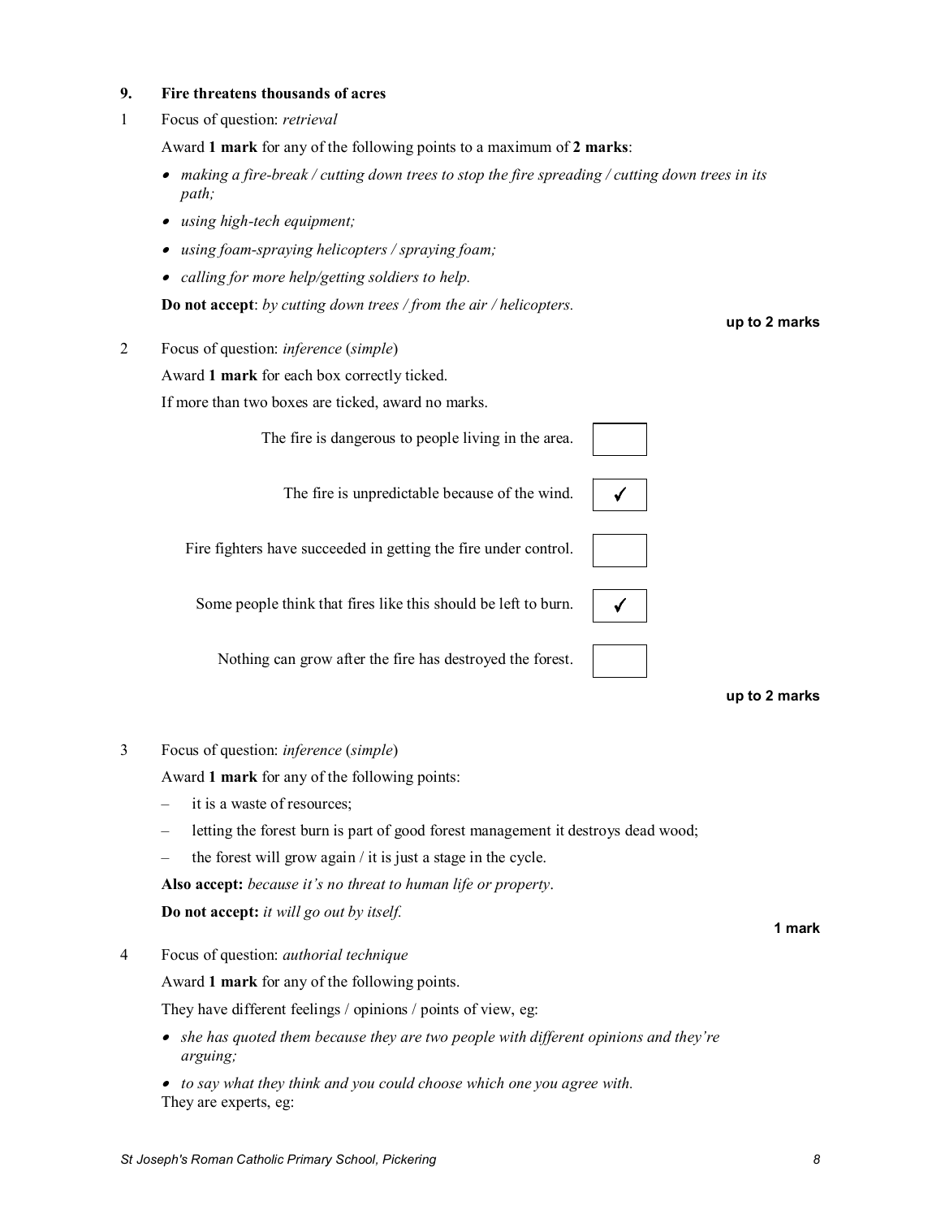**9. Fire threatens thousands of acres**

1 Focus of question: *retrieval*

Award **1 mark** for any of the following points to a maximum of **2 marks**:

- *making a fire-break / cutting down trees to stop the fire spreading / cutting down trees in its path;*
- *using high-tech equipment;*
- *using foam-spraying helicopters / spraying foam;*
- *calling for more help/getting soldiers to help.*

**Do not accept**: *by cutting down trees / from the air / helicopters.*

**up to 2 marks**

2 Focus of question: *inference* (*simple*)

Award **1 mark** for each box correctly ticked.

If more than two boxes are ticked, award no marks.

| Statement | |
|---|---|
| The fire is dangerous to people living in the area. | |
| The fire is unpredictable because of the wind. | ✓ |
| Fire fighters have succeeded in getting the fire under control. | |
| Some people think that fires like this should be left to burn. | ✓ |
| Nothing can grow after the fire has destroyed the forest. | |

**up to 2 marks**

3 Focus of question: *inference* (*simple*)

Award **1 mark** for any of the following points:

– it is a waste of resources;

– letting the forest burn is part of good forest management it destroys dead wood;

– the forest will grow again / it is just a stage in the cycle.

**Also accept:** *because it's no threat to human life or property*.

**Do not accept:** *it will go out by itself.*

**1 mark**

4 Focus of question: *authorial technique*

Award **1 mark** for any of the following points.

They have different feelings / opinions / points of view, eg:

- *she has quoted them because they are two people with different opinions and they're arguing;*
- *to say what they think and you could choose which one you agree with.*

They are experts, eg: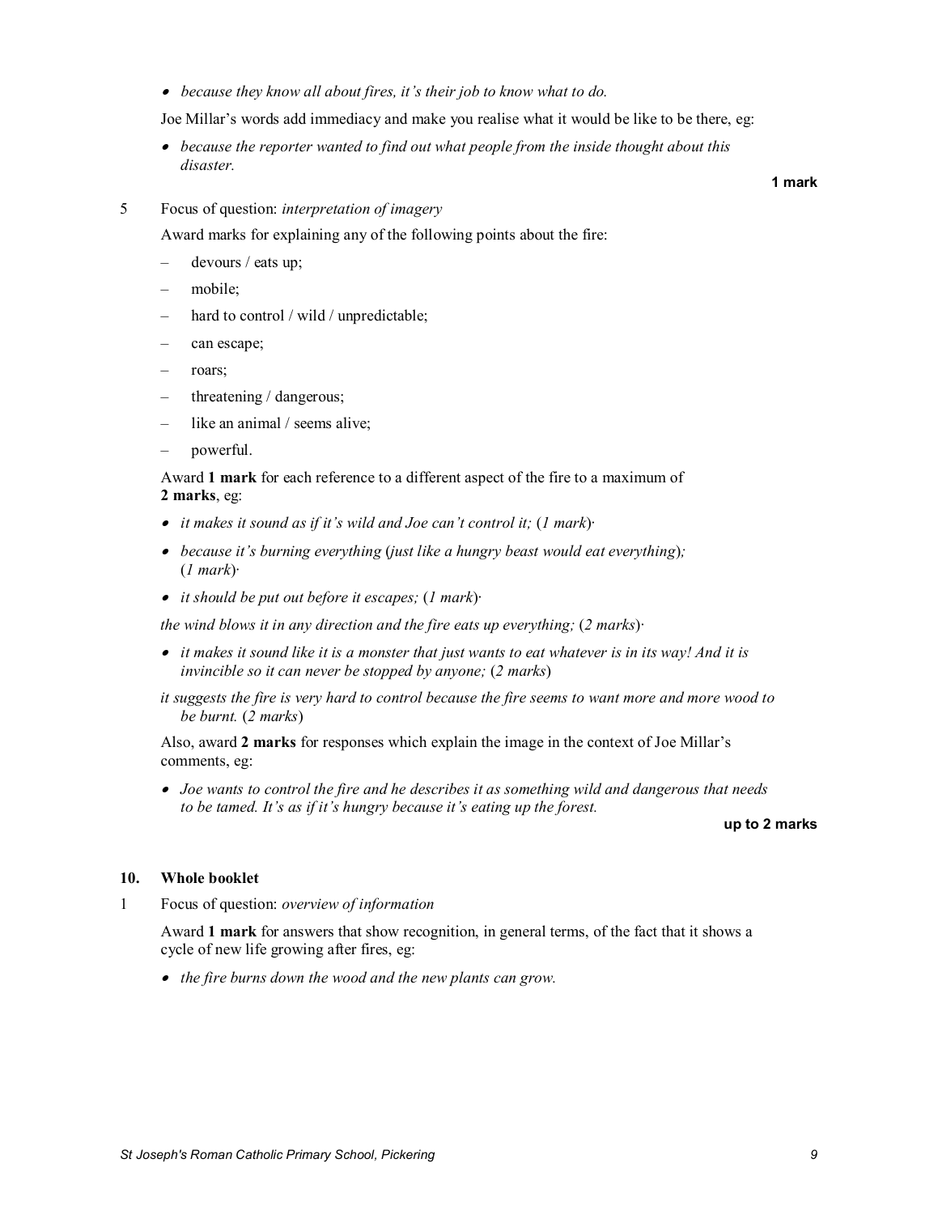- *because they know all about fires, it's their job to know what to do.*

Joe Millar's words add immediacy and make you realise what it would be like to be there, eg:

- *because the reporter wanted to find out what people from the inside thought about this disaster.*

**1 mark**

5 Focus of question: *interpretation of imagery*

Award marks for explaining any of the following points about the fire:

- devours / eats up;
- mobile;
- hard to control / wild / unpredictable;
- can escape;
- roars;
- threatening / dangerous;
- like an animal / seems alive;
- powerful.

Award **1 mark** for each reference to a different aspect of the fire to a maximum of **2 marks**, eg:

- *it makes it sound as if it's wild and Joe can't control it;* (*1 mark*)·
- *because it's burning everything* (*just like a hungry beast would eat everything*)*;* (*1 mark*)·
- *it should be put out before it escapes;* (*1 mark*)·

*the wind blows it in any direction and the fire eats up everything;* (*2 marks*)·

- *it makes it sound like it is a monster that just wants to eat whatever is in its way! And it is invincible so it can never be stopped by anyone;* (*2 marks*)

*it suggests the fire is very hard to control because the fire seems to want more and more wood to be burnt.* (*2 marks*)

Also, award **2 marks** for responses which explain the image in the context of Joe Millar's comments, eg:

- *Joe wants to control the fire and he describes it as something wild and dangerous that needs to be tamed. It's as if it's hungry because it's eating up the forest.*

**up to 2 marks**

## 10. Whole booklet

1 Focus of question: *overview of information*

Award **1 mark** for answers that show recognition, in general terms, of the fact that it shows a cycle of new life growing after fires, eg:

- *the fire burns down the wood and the new plants can grow.*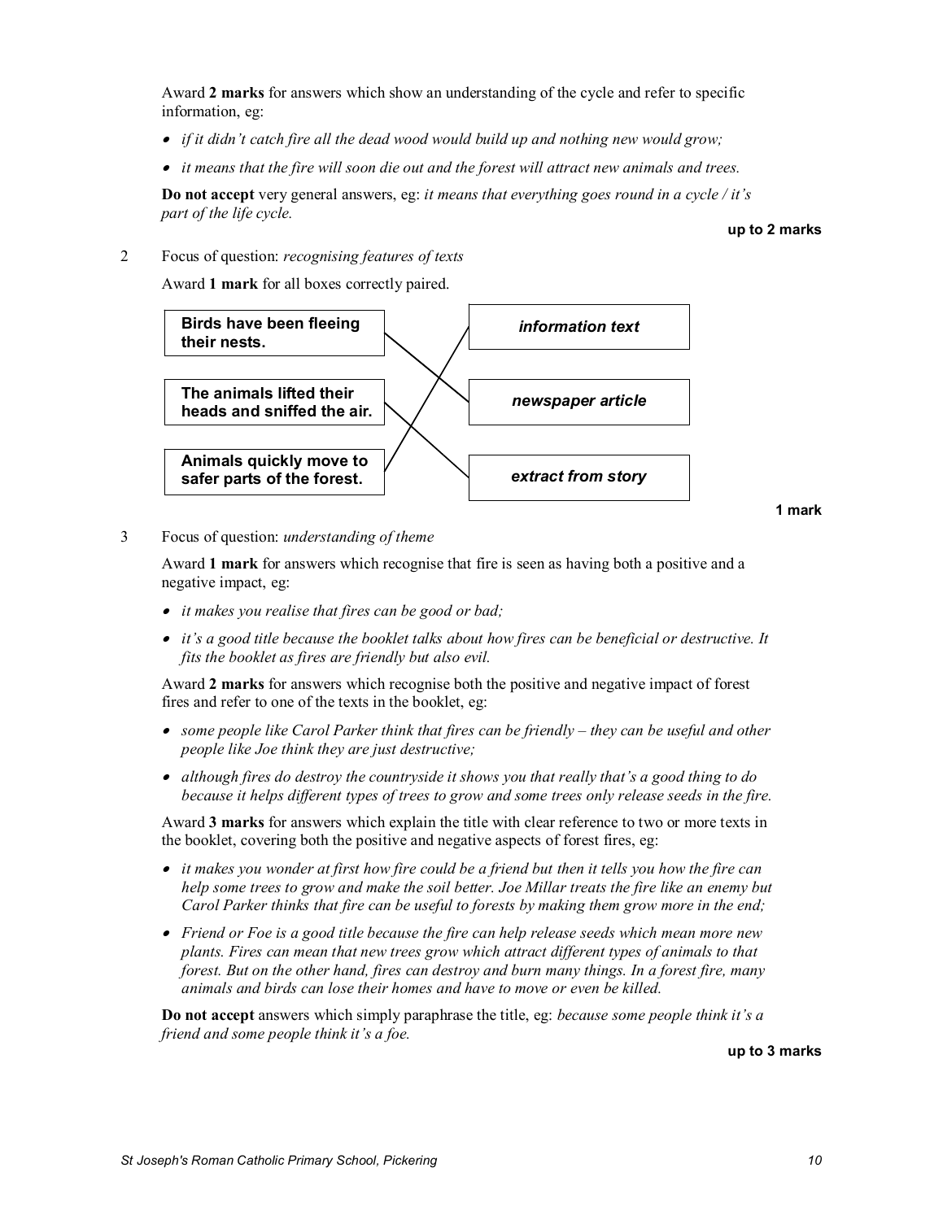Award **2 marks** for answers which show an understanding of the cycle and refer to specific information, eg:

- *if it didn't catch fire all the dead wood would build up and nothing new would grow;*
- *it means that the fire will soon die out and the forest will attract new animals and trees.*

**Do not accept** very general answers, eg: *it means that everything goes round in a cycle / it's part of the life cycle.*

**up to 2 marks**

2 Focus of question: *recognising features of texts*

Award **1 mark** for all boxes correctly paired.

| | |
|---|---|
| **Birds have been fleeing their nests.** | *newspaper article* |
| **The animals lifted their heads and sniffed the air.** | *extract from story* |
| **Animals quickly move to safer parts of the forest.** | *information text* |

**1 mark**

3 Focus of question: *understanding of theme*

Award **1 mark** for answers which recognise that fire is seen as having both a positive and a negative impact, eg:

- *it makes you realise that fires can be good or bad;*
- *it's a good title because the booklet talks about how fires can be beneficial or destructive. It fits the booklet as fires are friendly but also evil.*

Award **2 marks** for answers which recognise both the positive and negative impact of forest fires and refer to one of the texts in the booklet, eg:

- *some people like Carol Parker think that fires can be friendly – they can be useful and other people like Joe think they are just destructive;*
- *although fires do destroy the countryside it shows you that really that's a good thing to do because it helps different types of trees to grow and some trees only release seeds in the fire.*

Award **3 marks** for answers which explain the title with clear reference to two or more texts in the booklet, covering both the positive and negative aspects of forest fires, eg:

- *it makes you wonder at first how fire could be a friend but then it tells you how the fire can help some trees to grow and make the soil better. Joe Millar treats the fire like an enemy but Carol Parker thinks that fire can be useful to forests by making them grow more in the end;*
- *Friend or Foe is a good title because the fire can help release seeds which mean more new plants. Fires can mean that new trees grow which attract different types of animals to that forest. But on the other hand, fires can destroy and burn many things. In a forest fire, many animals and birds can lose their homes and have to move or even be killed.*

**Do not accept** answers which simply paraphrase the title, eg: *because some people think it's a friend and some people think it's a foe.*

**up to 3 marks**